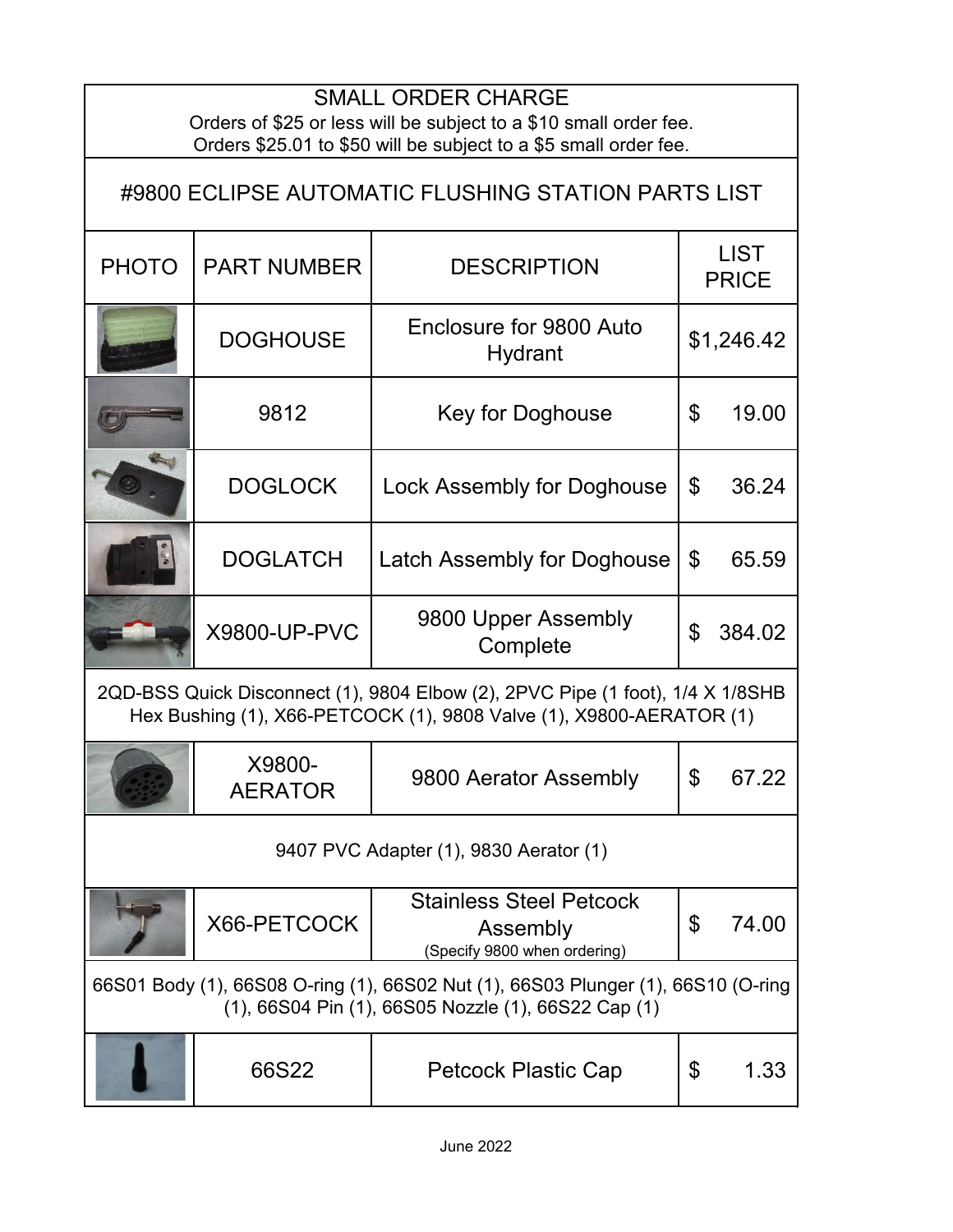**SMALL ORDER CHARGE**

Orders of $25 or less will be subject to a $10 small order fee.
Orders $25.01 to $50 will be subject to a $5 small order fee.

# #9800 ECLIPSE AUTOMATIC FLUSHING STATION PARTS LIST

| PHOTO | PART NUMBER | DESCRIPTION | LIST PRICE |
|---|---|---|---|
| | DOGHOUSE | Enclosure for 9800 Auto Hydrant | $1,246.42 |
| | 9812 | Key for Doghouse | $ 19.00 |
| | DOGLOCK | Lock Assembly for Doghouse | $ 36.24 |
| | DOGLATCH | Latch Assembly for Doghouse | $ 65.59 |
| | X9800-UP-PVC | 9800 Upper Assembly Complete | $ 384.02 |
| 2QD-BSS Quick Disconnect (1), 9804 Elbow (2), 2PVC Pipe (1 foot), 1/4 X 1/8SHB Hex Bushing (1), X66-PETCOCK (1), 9808 Valve (1), X9800-AERATOR (1) | | | |
| | X9800-AERATOR | 9800 Aerator Assembly | $ 67.22 |
| 9407 PVC Adapter (1), 9830 Aerator (1) | | | |
| | X66-PETCOCK | Stainless Steel Petcock Assembly (Specify 9800 when ordering) | $ 74.00 |
| 66S01 Body (1), 66S08 O-ring (1), 66S02 Nut (1), 66S03 Plunger (1), 66S10 (O-ring (1), 66S04 Pin (1), 66S05 Nozzle (1), 66S22 Cap (1) | | | |
| | 66S22 | Petcock Plastic Cap | $ 1.33 |

June 2022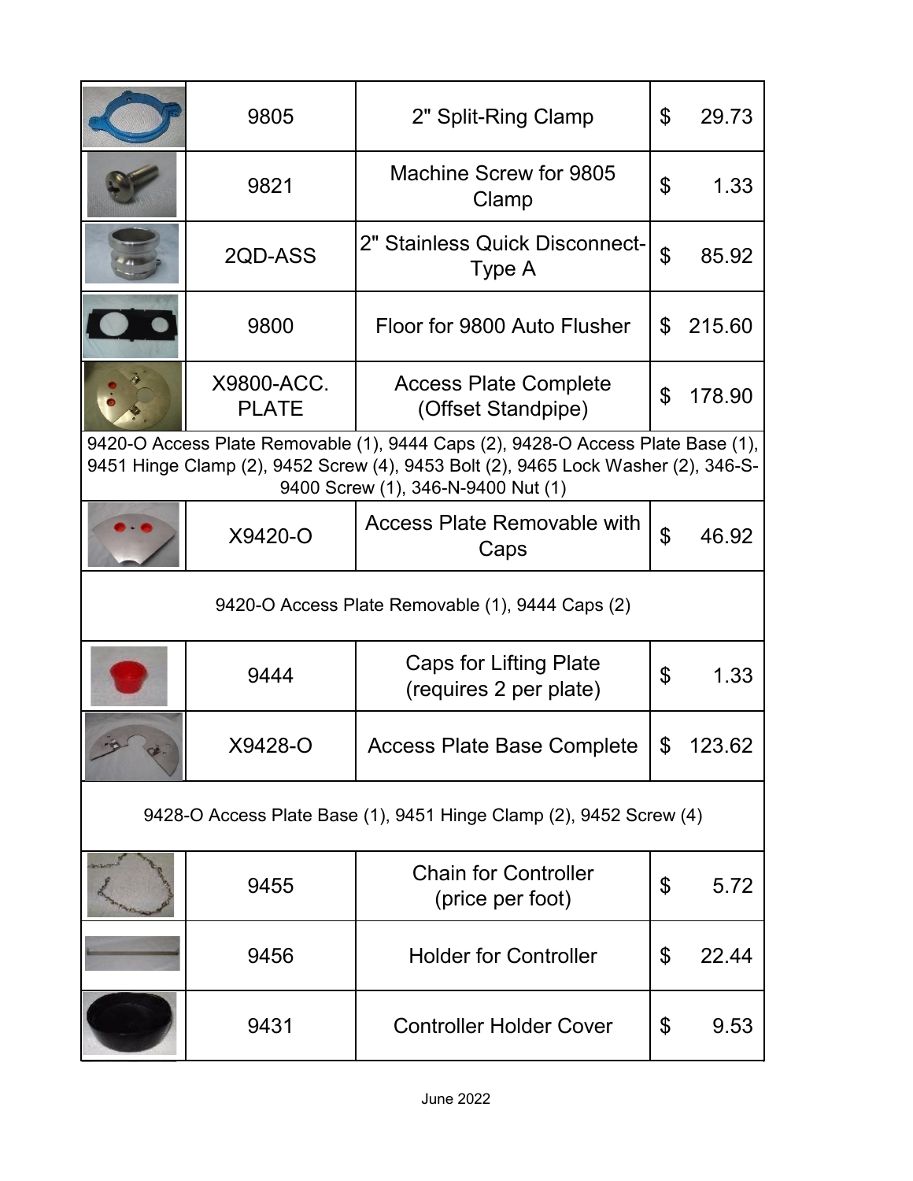| | Part No. | Description | Price |
|---|---|---|---|
| | 9805 | 2" Split-Ring Clamp | $ 29.73 |
| | 9821 | Machine Screw for 9805 Clamp | $ 1.33 |
| | 2QD-ASS | 2" Stainless Quick Disconnect-Type A | $ 85.92 |
| | 9800 | Floor for 9800 Auto Flusher | $ 215.60 |
| | X9800-ACC. PLATE | Access Plate Complete (Offset Standpipe) | $ 178.90 |
| 9420-O Access Plate Removable (1), 9444 Caps (2), 9428-O Access Plate Base (1), 9451 Hinge Clamp (2), 9452 Screw (4), 9453 Bolt (2), 9465 Lock Washer (2), 346-S-9400 Screw (1), 346-N-9400 Nut (1) | | | |
| | X9420-O | Access Plate Removable with Caps | $ 46.92 |
| 9420-O Access Plate Removable (1), 9444 Caps (2) | | | |
| | 9444 | Caps for Lifting Plate (requires 2 per plate) | $ 1.33 |
| | X9428-O | Access Plate Base Complete | $ 123.62 |
| 9428-O Access Plate Base (1), 9451 Hinge Clamp (2), 9452 Screw (4) | | | |
| | 9455 | Chain for Controller (price per foot) | $ 5.72 |
| | 9456 | Holder for Controller | $ 22.44 |
| | 9431 | Controller Holder Cover | $ 9.53 |

June 2022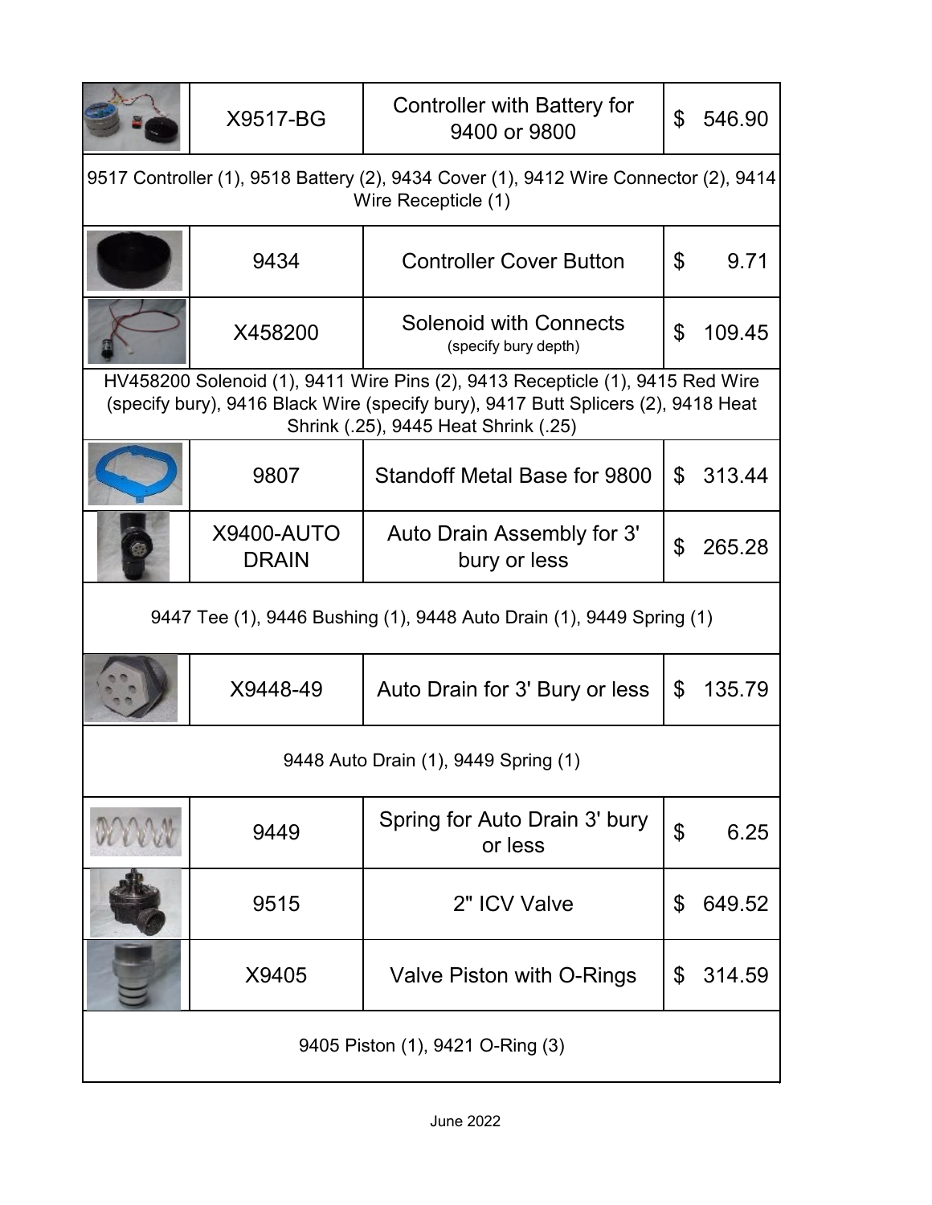| | Part Number | Description | Price |
|---|---|---|---|
| | X9517-BG | Controller with Battery for 9400 or 9800 | $ 546.90 |
| 9517 Controller (1), 9518 Battery (2), 9434 Cover (1), 9412 Wire Connector (2), 9414 Wire Recepticle (1) | | | |
| | 9434 | Controller Cover Button | $ 9.71 |
| | X458200 | Solenoid with Connects (specify bury depth) | $ 109.45 |
| HV458200 Solenoid (1), 9411 Wire Pins (2), 9413 Recepticle (1), 9415 Red Wire (specify bury), 9416 Black Wire (specify bury), 9417 Butt Splicers (2), 9418 Heat Shrink (.25), 9445 Heat Shrink (.25) | | | |
| | 9807 | Standoff Metal Base for 9800 | $ 313.44 |
| | X9400-AUTO DRAIN | Auto Drain Assembly for 3' bury or less | $ 265.28 |
| 9447 Tee (1), 9446 Bushing (1), 9448 Auto Drain (1), 9449 Spring (1) | | | |
| | X9448-49 | Auto Drain for 3' Bury or less | $ 135.79 |
| 9448 Auto Drain (1), 9449 Spring (1) | | | |
| | 9449 | Spring for Auto Drain 3' bury or less | $ 6.25 |
| | 9515 | 2" ICV Valve | $ 649.52 |
| | X9405 | Valve Piston with O-Rings | $ 314.59 |
| 9405 Piston (1), 9421 O-Ring (3) | | | |

June 2022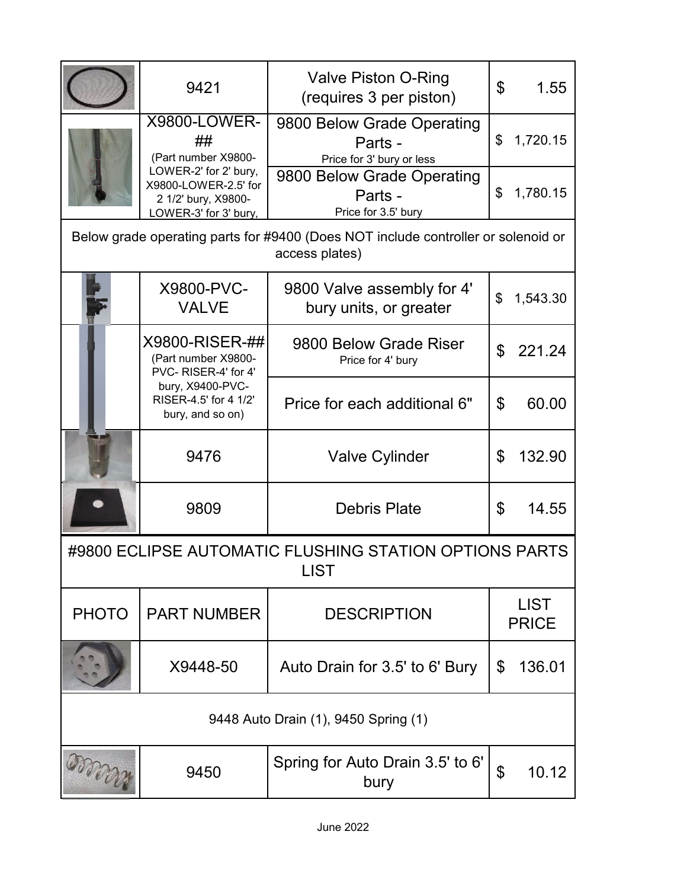| | 9421 | Valve Piston O-Ring (requires 3 per piston) | $ 1.55 |
|---|---|---|---|
| | X9800-LOWER-## (Part number X9800-LOWER-2' for 2' bury, X9800-LOWER-2.5' for 2 1/2' bury, X9800-LOWER-3' for 3' bury, | 9800 Below Grade Operating Parts - Price for 3' bury or less | $ 1,720.15 |
| | | 9800 Below Grade Operating Parts - Price for 3.5' bury | $ 1,780.15 |
| Below grade operating parts for #9400 (Does NOT include controller or solenoid or access plates) | | | |
| | X9800-PVC-VALVE | 9800 Valve assembly for 4' bury units, or greater | $ 1,543.30 |
| | X9800-RISER-## (Part number X9800-PVC- RISER-4' for 4' bury, X9400-PVC-RISER-4.5' for 4 1/2' bury, and so on) | 9800 Below Grade Riser Price for 4' bury | $ 221.24 |
| | | Price for each additional 6" | $ 60.00 |
| | 9476 | Valve Cylinder | $ 132.90 |
| | 9809 | Debris Plate | $ 14.55 |

## #9800 ECLIPSE AUTOMATIC FLUSHING STATION OPTIONS PARTS LIST

| PHOTO | PART NUMBER | DESCRIPTION | LIST PRICE |
|---|---|---|---|
| | X9448-50 | Auto Drain for 3.5' to 6' Bury | $ 136.01 |
| 9448 Auto Drain (1), 9450 Spring (1) | | | |
| | 9450 | Spring for Auto Drain 3.5' to 6' bury | $ 10.12 |

June 2022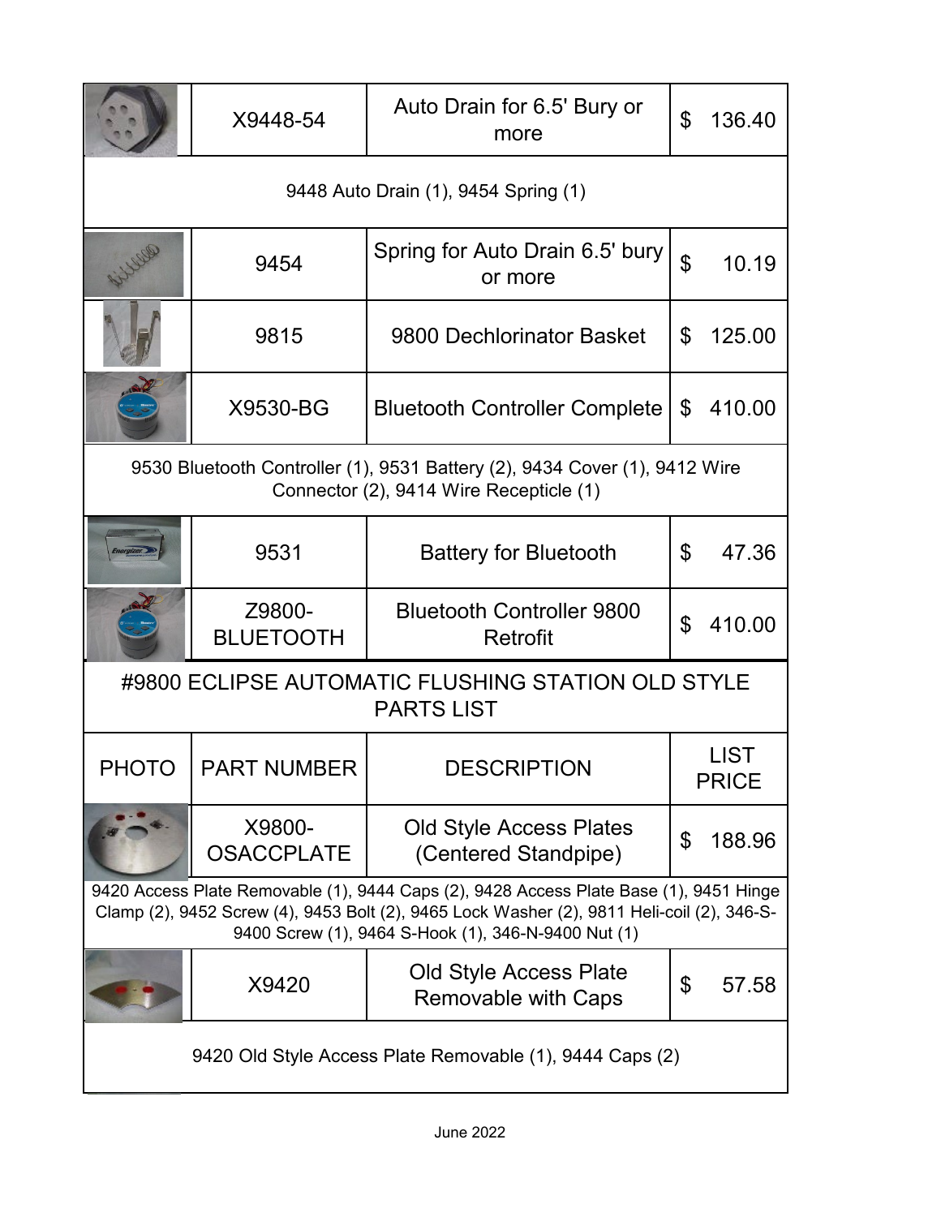| | | | |
|---|---|---|---|
| | X9448-54 | Auto Drain for 6.5' Bury or more | $ 136.40 |
| 9448 Auto Drain (1), 9454 Spring (1) | | | |
| | 9454 | Spring for Auto Drain 6.5' bury or more | $ 10.19 |
| | 9815 | 9800 Dechlorinator Basket | $ 125.00 |
| | X9530-BG | Bluetooth Controller Complete | $ 410.00 |
| 9530 Bluetooth Controller (1), 9531 Battery (2), 9434 Cover (1), 9412 Wire Connector (2), 9414 Wire Recepticle (1) | | | |
| | 9531 | Battery for Bluetooth | $ 47.36 |
| | Z9800-BLUETOOTH | Bluetooth Controller 9800 Retrofit | $ 410.00 |

## #9800 ECLIPSE AUTOMATIC FLUSHING STATION OLD STYLE PARTS LIST

| PHOTO | PART NUMBER | DESCRIPTION | LIST PRICE |
|---|---|---|---|
| | X9800-OSACCPLATE | Old Style Access Plates (Centered Standpipe) | $ 188.96 |
| 9420 Access Plate Removable (1), 9444 Caps (2), 9428 Access Plate Base (1), 9451 Hinge Clamp (2), 9452 Screw (4), 9453 Bolt (2), 9465 Lock Washer (2), 9811 Heli-coil (2), 346-S-9400 Screw (1), 9464 S-Hook (1), 346-N-9400 Nut (1) | | | |
| | X9420 | Old Style Access Plate Removable with Caps | $ 57.58 |
| 9420 Old Style Access Plate Removable (1), 9444 Caps (2) | | | |

June 2022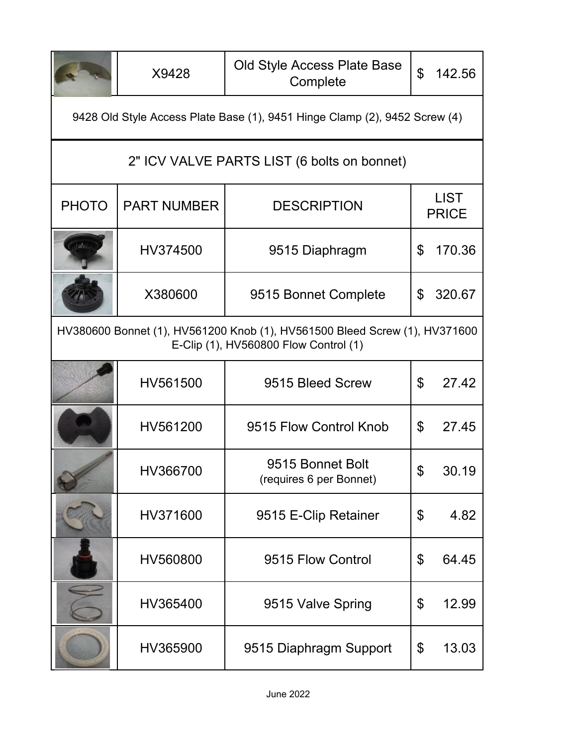| | X9428 | Old Style Access Plate Base Complete | $ 142.56 |
|---|---|---|---|
| 9428 Old Style Access Plate Base (1), 9451 Hinge Clamp (2), 9452 Screw (4) | | | |

## 2" ICV VALVE PARTS LIST (6 bolts on bonnet)

| PHOTO | PART NUMBER | DESCRIPTION | LIST PRICE |
|---|---|---|---|
| | HV374500 | 9515 Diaphragm | $ 170.36 |
| | X380600 | 9515 Bonnet Complete | $ 320.67 |
| HV380600 Bonnet (1), HV561200 Knob (1), HV561500 Bleed Screw (1), HV371600 E-Clip (1), HV560800 Flow Control (1) | | | |
| | HV561500 | 9515 Bleed Screw | $ 27.42 |
| | HV561200 | 9515 Flow Control Knob | $ 27.45 |
| | HV366700 | 9515 Bonnet Bolt (requires 6 per Bonnet) | $ 30.19 |
| | HV371600 | 9515 E-Clip Retainer | $ 4.82 |
| | HV560800 | 9515 Flow Control | $ 64.45 |
| | HV365400 | 9515 Valve Spring | $ 12.99 |
| | HV365900 | 9515 Diaphragm Support | $ 13.03 |

June 2022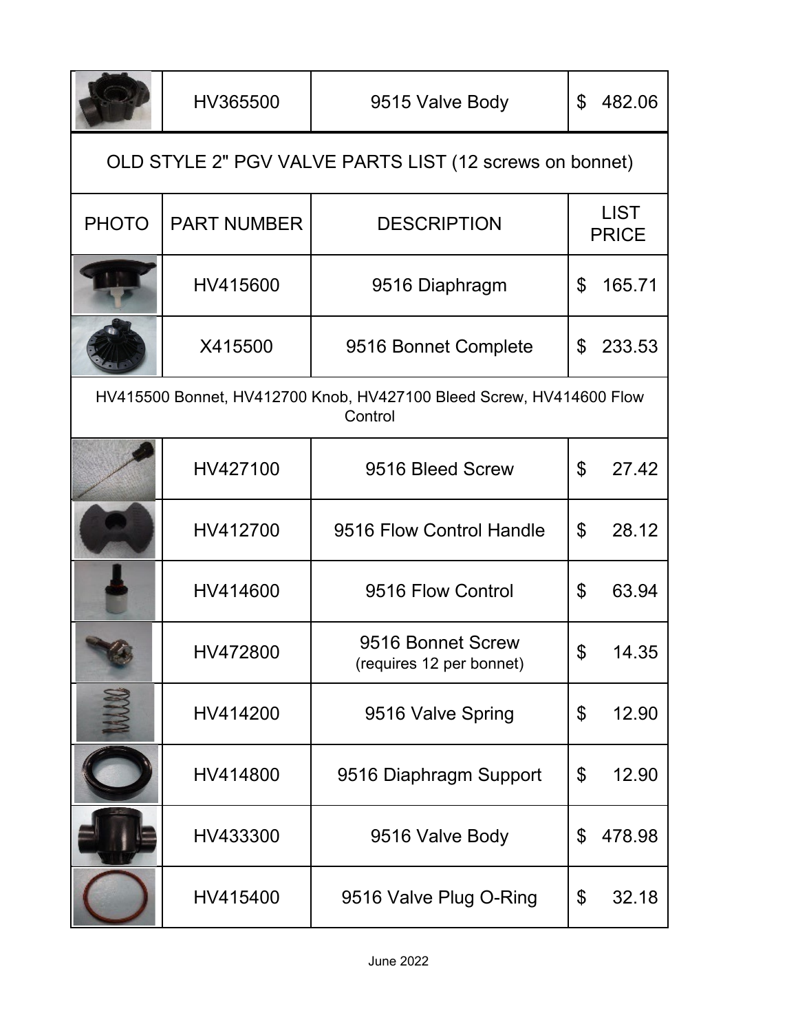| PHOTO | PART NUMBER | DESCRIPTION | LIST PRICE |
|---|---|---|---|
| | HV365500 | 9515 Valve Body | $ 482.06 |

OLD STYLE 2" PGV VALVE PARTS LIST (12 screws on bonnet)

| PHOTO | PART NUMBER | DESCRIPTION | LIST PRICE |
|---|---|---|---|
| | HV415600 | 9516 Diaphragm | $ 165.71 |
| | X415500 | 9516 Bonnet Complete | $ 233.53 |
| HV415500 Bonnet, HV412700 Knob, HV427100 Bleed Screw, HV414600 Flow Control | | | |
| | HV427100 | 9516 Bleed Screw | $ 27.42 |
| | HV412700 | 9516 Flow Control Handle | $ 28.12 |
| | HV414600 | 9516 Flow Control | $ 63.94 |
| | HV472800 | 9516 Bonnet Screw (requires 12 per bonnet) | $ 14.35 |
| | HV414200 | 9516 Valve Spring | $ 12.90 |
| | HV414800 | 9516 Diaphragm Support | $ 12.90 |
| | HV433300 | 9516 Valve Body | $ 478.98 |
| | HV415400 | 9516 Valve Plug O-Ring | $ 32.18 |

June 2022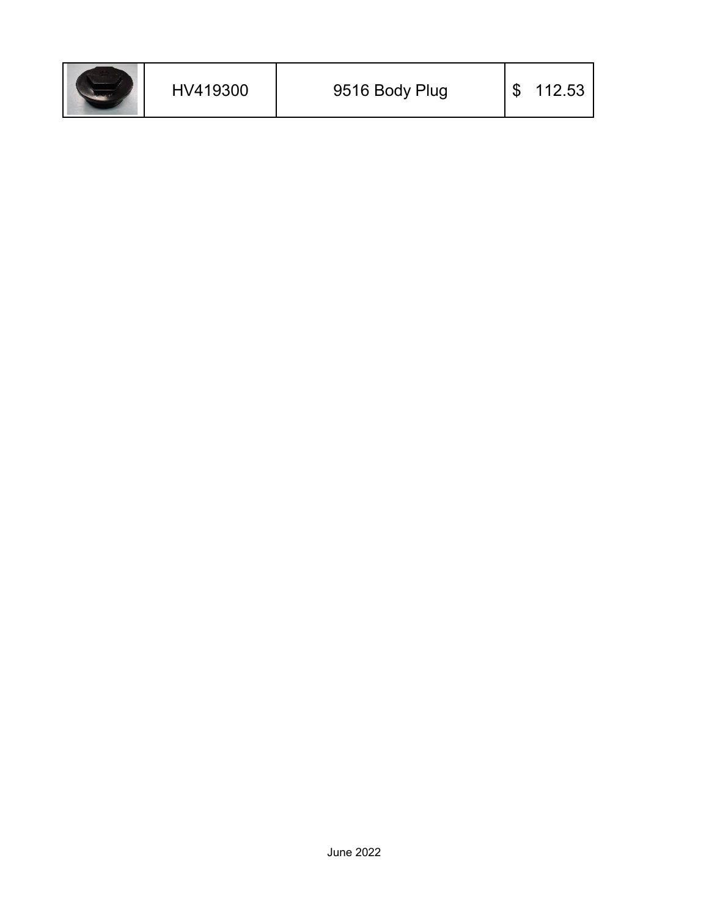| | | | |
|---|---|---|---|
| | HV419300 | 9516 Body Plug | $ 112.53 |

June 2022